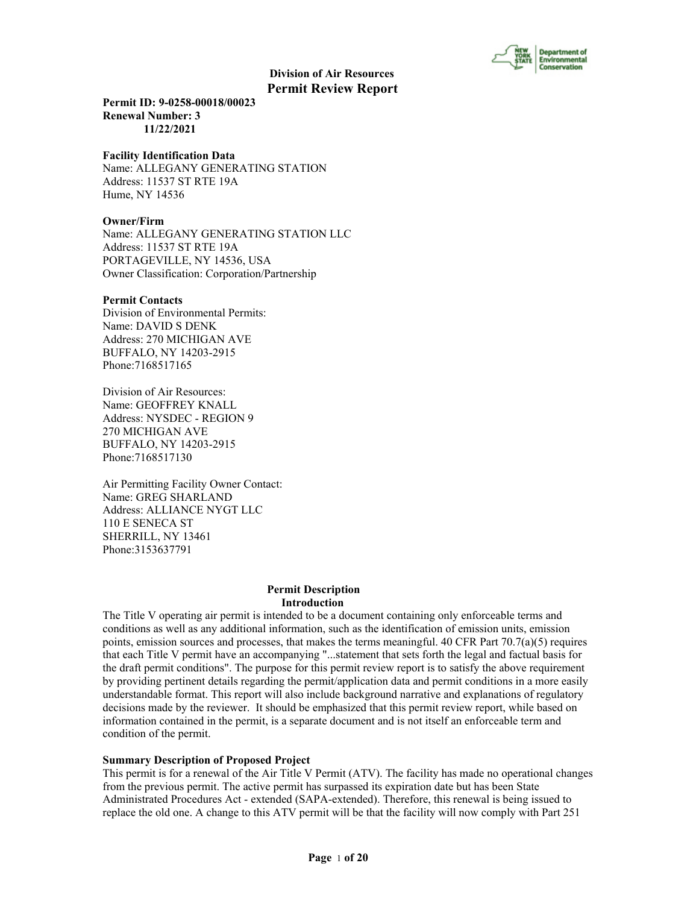## Division of Air Resources
# Permit Review Report

**Permit ID: 9-0258-00018/00023**
**Renewal Number: 3**
**11/22/2021**

**Facility Identification Data**
Name: ALLEGANY GENERATING STATION
Address: 11537 ST RTE 19A
Hume, NY 14536

**Owner/Firm**
Name: ALLEGANY GENERATING STATION LLC
Address: 11537 ST RTE 19A
PORTAGEVILLE, NY 14536, USA
Owner Classification: Corporation/Partnership

**Permit Contacts**
Division of Environmental Permits:
Name: DAVID S DENK
Address: 270 MICHIGAN AVE
BUFFALO, NY 14203-2915
Phone:7168517165

Division of Air Resources:
Name: GEOFFREY KNALL
Address: NYSDEC - REGION 9
270 MICHIGAN AVE
BUFFALO, NY 14203-2915
Phone:7168517130

Air Permitting Facility Owner Contact:
Name: GREG SHARLAND
Address: ALLIANCE NYGT LLC
110 E SENECA ST
SHERRILL, NY 13461
Phone:3153637791

**Permit Description**
**Introduction**

The Title V operating air permit is intended to be a document containing only enforceable terms and conditions as well as any additional information, such as the identification of emission units, emission points, emission sources and processes, that makes the terms meaningful. 40 CFR Part 70.7(a)(5) requires that each Title V permit have an accompanying "...statement that sets forth the legal and factual basis for the draft permit conditions". The purpose for this permit review report is to satisfy the above requirement by providing pertinent details regarding the permit/application data and permit conditions in a more easily understandable format. This report will also include background narrative and explanations of regulatory decisions made by the reviewer. It should be emphasized that this permit review report, while based on information contained in the permit, is a separate document and is not itself an enforceable term and condition of the permit.

**Summary Description of Proposed Project**
This permit is for a renewal of the Air Title V Permit (ATV). The facility has made no operational changes from the previous permit. The active permit has surpassed its expiration date but has been State Administrated Procedures Act - extended (SAPA-extended). Therefore, this renewal is being issued to replace the old one. A change to this ATV permit will be that the facility will now comply with Part 251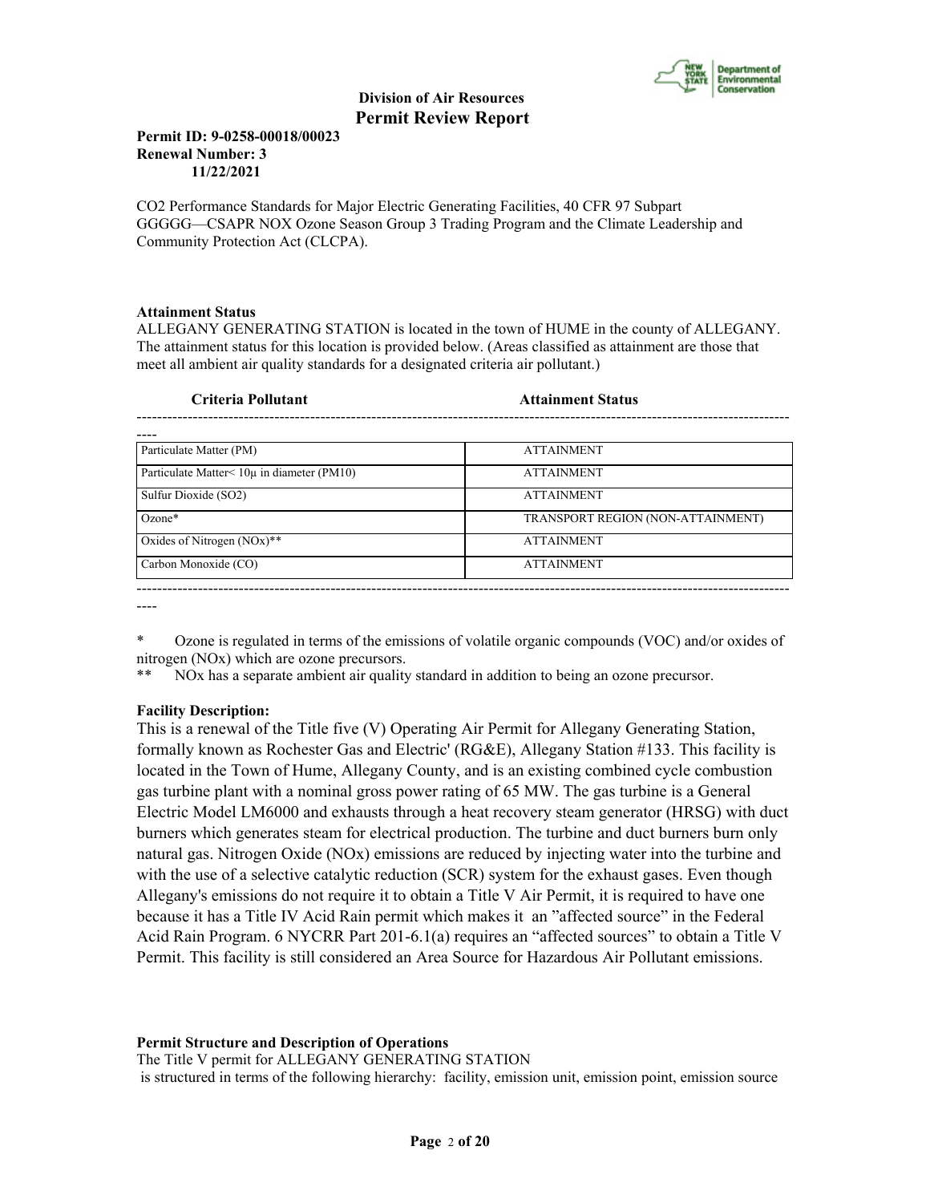**Division of Air Resources**
**Permit Review Report**

**Permit ID: 9-0258-00018/00023**
**Renewal Number: 3**
**11/22/2021**

$CO_2$ Performance Standards for Major Electric Generating Facilities, 40 CFR 97 Subpart GGGGG—CSAPR NOX Ozone Season Group 3 Trading Program and the Climate Leadership and Community Protection Act (CLCPA).

**Attainment Status**

ALLEGANY GENERATING STATION is located in the town of HUME in the county of ALLEGANY. The attainment status for this location is provided below. (Areas classified as attainment are those that meet all ambient air quality standards for a designated criteria air pollutant.)

| Criteria Pollutant | Attainment Status |
|---|---|
| Particulate Matter (PM) | ATTAINMENT |
| Particulate Matter< 10μ in diameter (PM10) | ATTAINMENT |
| Sulfur Dioxide (SO2) | ATTAINMENT |
| Ozone* | TRANSPORT REGION (NON-ATTAINMENT) |
| Oxides of Nitrogen (NOx)** | ATTAINMENT |
| Carbon Monoxide (CO) | ATTAINMENT |

\* Ozone is regulated in terms of the emissions of volatile organic compounds (VOC) and/or oxides of nitrogen (NOx) which are ozone precursors.

\*\* NOx has a separate ambient air quality standard in addition to being an ozone precursor.

**Facility Description:**

This is a renewal of the Title five (V) Operating Air Permit for Allegany Generating Station, formally known as Rochester Gas and Electric' (RG&E), Allegany Station #133. This facility is located in the Town of Hume, Allegany County, and is an existing combined cycle combustion gas turbine plant with a nominal gross power rating of 65 MW. The gas turbine is a General Electric Model LM6000 and exhausts through a heat recovery steam generator (HRSG) with duct burners which generates steam for electrical production. The turbine and duct burners burn only natural gas. Nitrogen Oxide (NOx) emissions are reduced by injecting water into the turbine and with the use of a selective catalytic reduction (SCR) system for the exhaust gases. Even though Allegany's emissions do not require it to obtain a Title V Air Permit, it is required to have one because it has a Title IV Acid Rain permit which makes it an "affected source" in the Federal Acid Rain Program. 6 NYCRR Part 201-6.1(a) requires an "affected sources" to obtain a Title V Permit. This facility is still considered an Area Source for Hazardous Air Pollutant emissions.

**Permit Structure and Description of Operations**

The Title V permit for ALLEGANY GENERATING STATION is structured in terms of the following hierarchy: facility, emission unit, emission point, emission source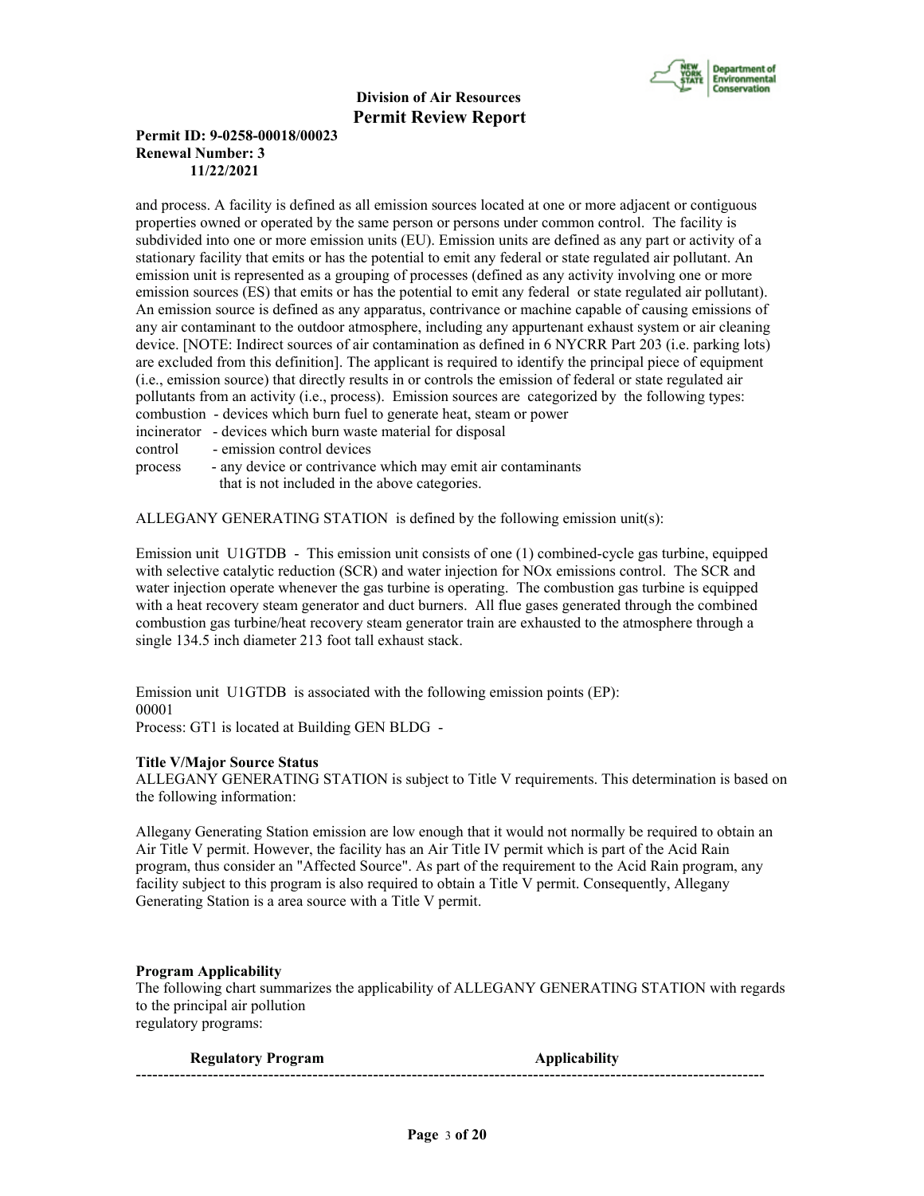and process. A facility is defined as all emission sources located at one or more adjacent or contiguous properties owned or operated by the same person or persons under common control. The facility is subdivided into one or more emission units (EU). Emission units are defined as any part or activity of a stationary facility that emits or has the potential to emit any federal or state regulated air pollutant. An emission unit is represented as a grouping of processes (defined as any activity involving one or more emission sources (ES) that emits or has the potential to emit any federal or state regulated air pollutant). An emission source is defined as any apparatus, contrivance or machine capable of causing emissions of any air contaminant to the outdoor atmosphere, including any appurtenant exhaust system or air cleaning device. [NOTE: Indirect sources of air contamination as defined in 6 NYCRR Part 203 (i.e. parking lots) are excluded from this definition]. The applicant is required to identify the principal piece of equipment (i.e., emission source) that directly results in or controls the emission of federal or state regulated air pollutants from an activity (i.e., process). Emission sources are categorized by the following types:

combustion - devices which burn fuel to generate heat, steam or power
incinerator - devices which burn waste material for disposal
control - emission control devices
process - any device or contrivance which may emit air contaminants that is not included in the above categories.

ALLEGANY GENERATING STATION is defined by the following emission unit(s):

Emission unit U1GTDB - This emission unit consists of one (1) combined-cycle gas turbine, equipped with selective catalytic reduction (SCR) and water injection for NOx emissions control. The SCR and water injection operate whenever the gas turbine is operating. The combustion gas turbine is equipped with a heat recovery steam generator and duct burners. All flue gases generated through the combined combustion gas turbine/heat recovery steam generator train are exhausted to the atmosphere through a single 134.5 inch diameter 213 foot tall exhaust stack.

Emission unit U1GTDB is associated with the following emission points (EP):
00001
Process: GT1 is located at Building GEN BLDG -

**Title V/Major Source Status**

ALLEGANY GENERATING STATION is subject to Title V requirements. This determination is based on the following information:

Allegany Generating Station emission are low enough that it would not normally be required to obtain an Air Title V permit. However, the facility has an Air Title IV permit which is part of the Acid Rain program, thus consider an "Affected Source". As part of the requirement to the Acid Rain program, any facility subject to this program is also required to obtain a Title V permit. Consequently, Allegany Generating Station is a area source with a Title V permit.

**Program Applicability**

The following chart summarizes the applicability of ALLEGANY GENERATING STATION with regards to the principal air pollution regulatory programs:

| Regulatory Program | Applicability |
| --- | --- |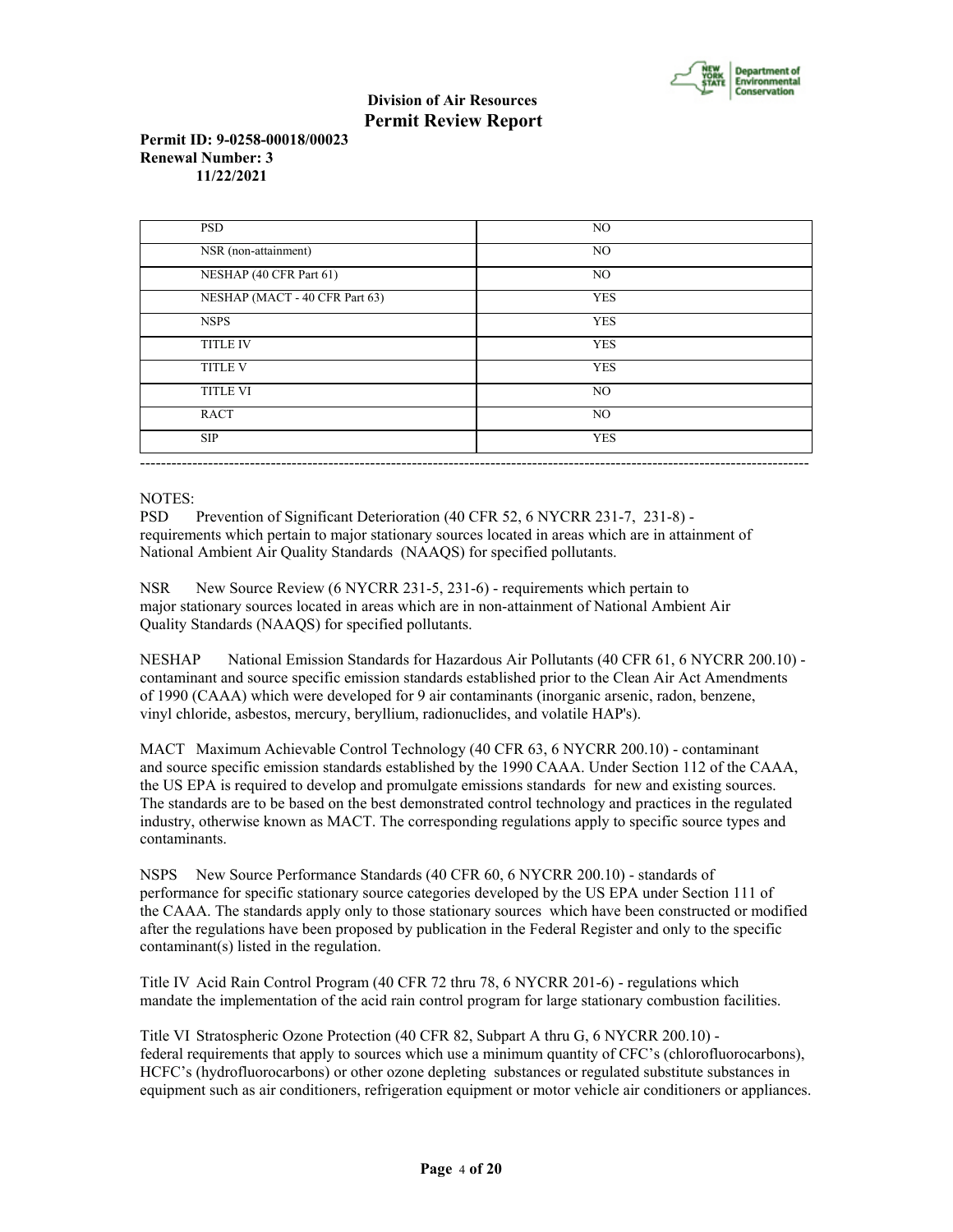**Division of Air Resources**
**Permit Review Report**

**Permit ID: 9-0258-00018/00023**
**Renewal Number: 3**
**11/22/2021**

| | |
|---|---|
| PSD | NO |
| NSR (non-attainment) | NO |
| NESHAP (40 CFR Part 61) | NO |
| NESHAP (MACT - 40 CFR Part 63) | YES |
| NSPS | YES |
| TITLE IV | YES |
| TITLE V | YES |
| TITLE VI | NO |
| RACT | NO |
| SIP | YES |

---

NOTES:

PSD Prevention of Significant Deterioration (40 CFR 52, 6 NYCRR 231-7, 231-8) - requirements which pertain to major stationary sources located in areas which are in attainment of National Ambient Air Quality Standards (NAAQS) for specified pollutants.

NSR New Source Review (6 NYCRR 231-5, 231-6) - requirements which pertain to major stationary sources located in areas which are in non-attainment of National Ambient Air Quality Standards (NAAQS) for specified pollutants.

NESHAP National Emission Standards for Hazardous Air Pollutants (40 CFR 61, 6 NYCRR 200.10) - contaminant and source specific emission standards established prior to the Clean Air Act Amendments of 1990 (CAAA) which were developed for 9 air contaminants (inorganic arsenic, radon, benzene, vinyl chloride, asbestos, mercury, beryllium, radionuclides, and volatile HAP's).

MACT Maximum Achievable Control Technology (40 CFR 63, 6 NYCRR 200.10) - contaminant and source specific emission standards established by the 1990 CAAA. Under Section 112 of the CAAA, the US EPA is required to develop and promulgate emissions standards for new and existing sources. The standards are to be based on the best demonstrated control technology and practices in the regulated industry, otherwise known as MACT. The corresponding regulations apply to specific source types and contaminants.

NSPS New Source Performance Standards (40 CFR 60, 6 NYCRR 200.10) - standards of performance for specific stationary source categories developed by the US EPA under Section 111 of the CAAA. The standards apply only to those stationary sources which have been constructed or modified after the regulations have been proposed by publication in the Federal Register and only to the specific contaminant(s) listed in the regulation.

Title IV Acid Rain Control Program (40 CFR 72 thru 78, 6 NYCRR 201-6) - regulations which mandate the implementation of the acid rain control program for large stationary combustion facilities.

Title VI Stratospheric Ozone Protection (40 CFR 82, Subpart A thru G, 6 NYCRR 200.10) - federal requirements that apply to sources which use a minimum quantity of CFC's (chlorofluorocarbons), HCFC's (hydrofluorocarbons) or other ozone depleting substances or regulated substitute substances in equipment such as air conditioners, refrigeration equipment or motor vehicle air conditioners or appliances.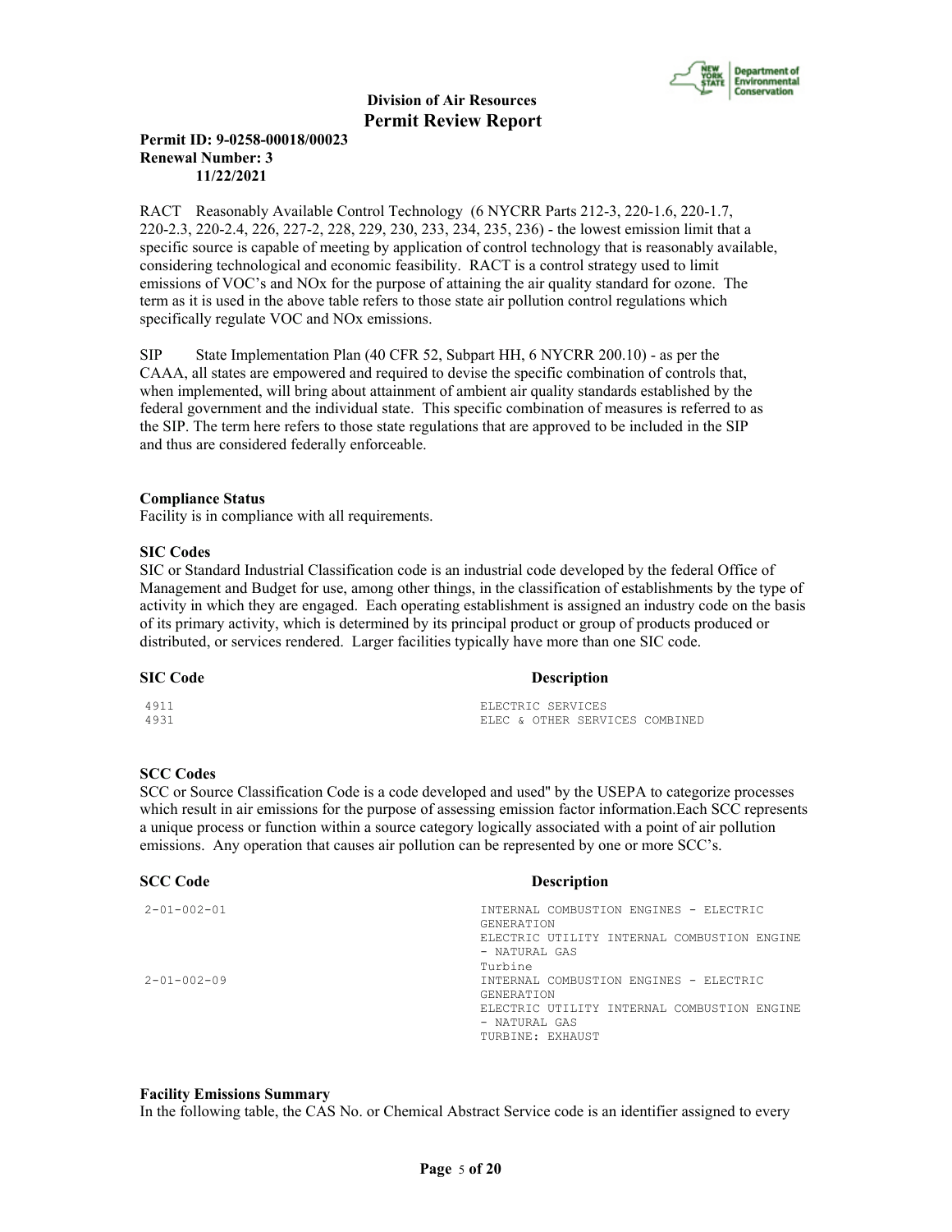RACT Reasonably Available Control Technology (6 NYCRR Parts 212-3, 220-1.6, 220-1.7, 220-2.3, 220-2.4, 226, 227-2, 228, 229, 230, 233, 234, 235, 236) - the lowest emission limit that a specific source is capable of meeting by application of control technology that is reasonably available, considering technological and economic feasibility. RACT is a control strategy used to limit emissions of VOC's and NOx for the purpose of attaining the air quality standard for ozone. The term as it is used in the above table refers to those state air pollution control regulations which specifically regulate VOC and NOx emissions.

SIP State Implementation Plan (40 CFR 52, Subpart HH, 6 NYCRR 200.10) - as per the CAAA, all states are empowered and required to devise the specific combination of controls that, when implemented, will bring about attainment of ambient air quality standards established by the federal government and the individual state. This specific combination of measures is referred to as the SIP. The term here refers to those state regulations that are approved to be included in the SIP and thus are considered federally enforceable.

**Compliance Status**

Facility is in compliance with all requirements.

**SIC Codes**

SIC or Standard Industrial Classification code is an industrial code developed by the federal Office of Management and Budget for use, among other things, in the classification of establishments by the type of activity in which they are engaged. Each operating establishment is assigned an industry code on the basis of its primary activity, which is determined by its principal product or group of products produced or distributed, or services rendered. Larger facilities typically have more than one SIC code.

| SIC Code | Description |
|---|---|
| 4911 | ELECTRIC SERVICES |
| 4931 | ELEC & OTHER SERVICES COMBINED |

**SCC Codes**

SCC or Source Classification Code is a code developed and used'' by the USEPA to categorize processes which result in air emissions for the purpose of assessing emission factor information.Each SCC represents a unique process or function within a source category logically associated with a point of air pollution emissions. Any operation that causes air pollution can be represented by one or more SCC's.

| SCC Code | Description |
|---|---|
| 2-01-002-01 | INTERNAL COMBUSTION ENGINES - ELECTRIC GENERATION<br>ELECTRIC UTILITY INTERNAL COMBUSTION ENGINE - NATURAL GAS<br>Turbine |
| 2-01-002-09 | INTERNAL COMBUSTION ENGINES - ELECTRIC GENERATION<br>ELECTRIC UTILITY INTERNAL COMBUSTION ENGINE - NATURAL GAS<br>TURBINE: EXHAUST |

**Facility Emissions Summary**

In the following table, the CAS No. or Chemical Abstract Service code is an identifier assigned to every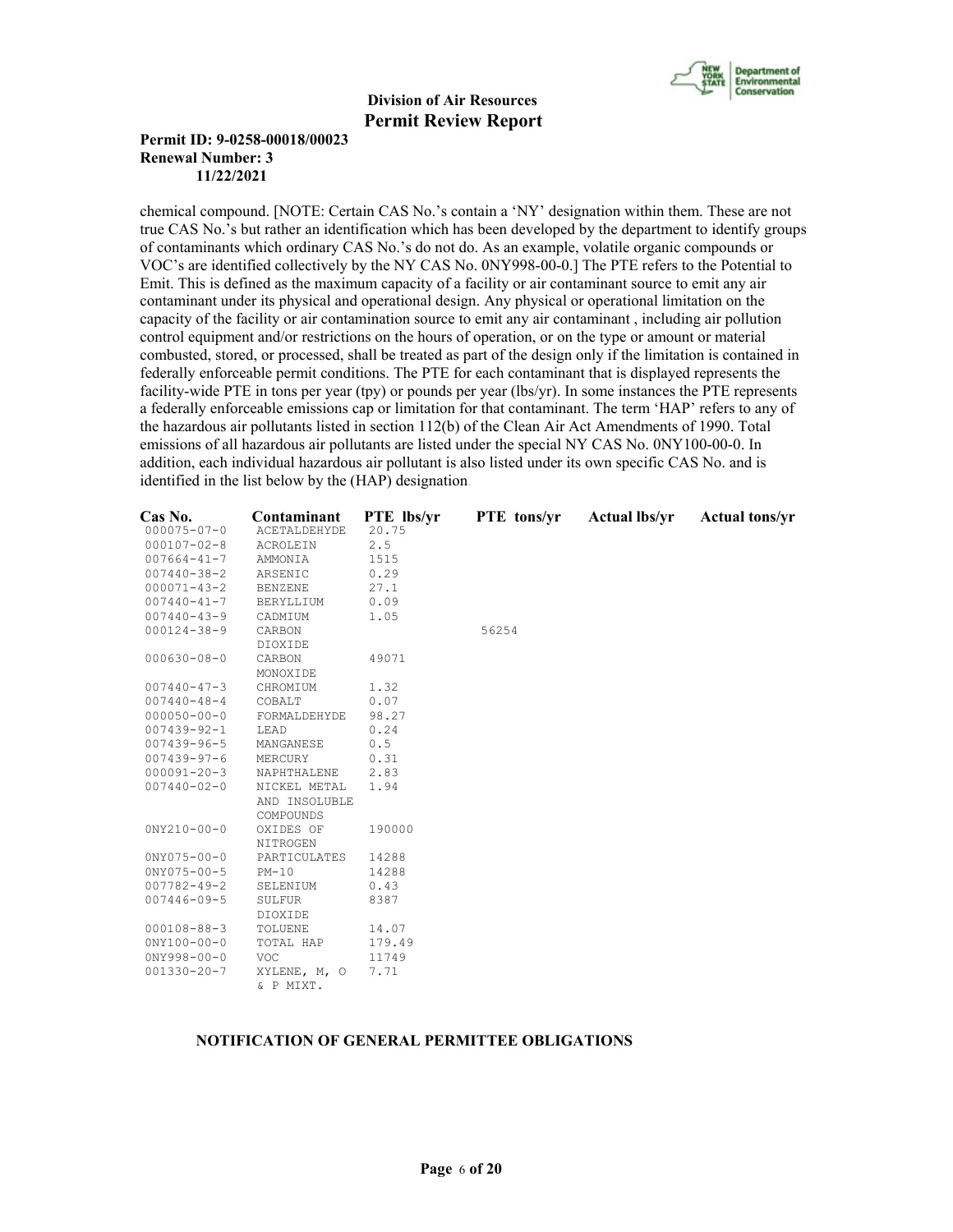chemical compound. [NOTE: Certain CAS No.'s contain a 'NY' designation within them. These are not true CAS No.'s but rather an identification which has been developed by the department to identify groups of contaminants which ordinary CAS No.'s do not do. As an example, volatile organic compounds or VOC's are identified collectively by the NY CAS No. 0NY998-00-0.] The PTE refers to the Potential to Emit. This is defined as the maximum capacity of a facility or air contaminant source to emit any air contaminant under its physical and operational design. Any physical or operational limitation on the capacity of the facility or air contamination source to emit any air contaminant , including air pollution control equipment and/or restrictions on the hours of operation, or on the type or amount or material combusted, stored, or processed, shall be treated as part of the design only if the limitation is contained in federally enforceable permit conditions. The PTE for each contaminant that is displayed represents the facility-wide PTE in tons per year (tpy) or pounds per year (lbs/yr). In some instances the PTE represents a federally enforceable emissions cap or limitation for that contaminant. The term 'HAP' refers to any of the hazardous air pollutants listed in section 112(b) of the Clean Air Act Amendments of 1990. Total emissions of all hazardous air pollutants are listed under the special NY CAS No. 0NY100-00-0. In addition, each individual hazardous air pollutant is also listed under its own specific CAS No. and is identified in the list below by the (HAP) designation.

| Cas No. | Contaminant | PTE lbs/yr | PTE tons/yr | Actual lbs/yr | Actual tons/yr |
|---|---|---|---|---|---|
| 000075-07-0 | ACETALDEHYDE | 20.75 | | | |
| 000107-02-8 | ACROLEIN | 2.5 | | | |
| 007664-41-7 | AMMONIA | 1515 | | | |
| 007440-38-2 | ARSENIC | 0.29 | | | |
| 000071-43-2 | BENZENE | 27.1 | | | |
| 007440-41-7 | BERYLLIUM | 0.09 | | | |
| 007440-43-9 | CADMIUM | 1.05 | | | |
| 000124-38-9 | CARBON DIOXIDE | | 56254 | | |
| 000630-08-0 | CARBON MONOXIDE | 49071 | | | |
| 007440-47-3 | CHROMIUM | 1.32 | | | |
| 007440-48-4 | COBALT | 0.07 | | | |
| 000050-00-0 | FORMALDEHYDE | 98.27 | | | |
| 007439-92-1 | LEAD | 0.24 | | | |
| 007439-96-5 | MANGANESE | 0.5 | | | |
| 007439-97-6 | MERCURY | 0.31 | | | |
| 000091-20-3 | NAPHTHALENE | 2.83 | | | |
| 007440-02-0 | NICKEL METAL AND INSOLUBLE COMPOUNDS | 1.94 | | | |
| 0NY210-00-0 | OXIDES OF NITROGEN | 190000 | | | |
| 0NY075-00-0 | PARTICULATES | 14288 | | | |
| 0NY075-00-5 | PM-10 | 14288 | | | |
| 007782-49-2 | SELENIUM | 0.43 | | | |
| 007446-09-5 | SULFUR DIOXIDE | 8387 | | | |
| 000108-88-3 | TOLUENE | 14.07 | | | |
| 0NY100-00-0 | TOTAL HAP | 179.49 | | | |
| 0NY998-00-0 | VOC | 11749 | | | |
| 001330-20-7 | XYLENE, M, O & P MIXT. | 7.71 | | | |

**NOTIFICATION OF GENERAL PERMITTEE OBLIGATIONS**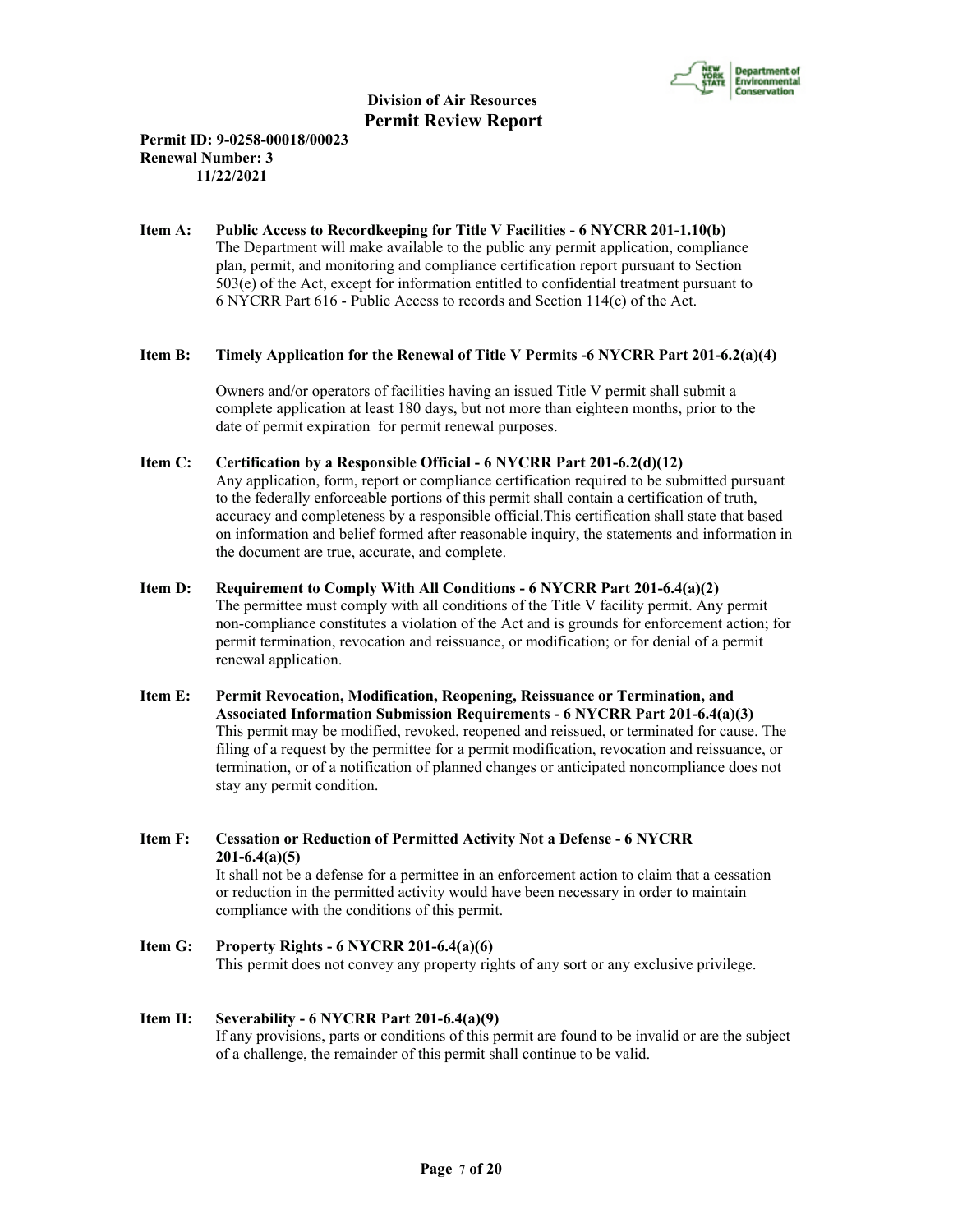**Division of Air Resources**
**Permit Review Report**

**Permit ID: 9-0258-00018/00023**
**Renewal Number: 3**
**11/22/2021**

**Item A: Public Access to Recordkeeping for Title V Facilities - 6 NYCRR 201-1.10(b)**
The Department will make available to the public any permit application, compliance plan, permit, and monitoring and compliance certification report pursuant to Section 503(e) of the Act, except for information entitled to confidential treatment pursuant to 6 NYCRR Part 616 - Public Access to records and Section 114(c) of the Act.

**Item B: Timely Application for the Renewal of Title V Permits -6 NYCRR Part 201-6.2(a)(4)**

Owners and/or operators of facilities having an issued Title V permit shall submit a complete application at least 180 days, but not more than eighteen months, prior to the date of permit expiration for permit renewal purposes.

**Item C: Certification by a Responsible Official - 6 NYCRR Part 201-6.2(d)(12)**
Any application, form, report or compliance certification required to be submitted pursuant to the federally enforceable portions of this permit shall contain a certification of truth, accuracy and completeness by a responsible official.This certification shall state that based on information and belief formed after reasonable inquiry, the statements and information in the document are true, accurate, and complete.

**Item D: Requirement to Comply With All Conditions - 6 NYCRR Part 201-6.4(a)(2)**
The permittee must comply with all conditions of the Title V facility permit. Any permit non-compliance constitutes a violation of the Act and is grounds for enforcement action; for permit termination, revocation and reissuance, or modification; or for denial of a permit renewal application.

**Item E: Permit Revocation, Modification, Reopening, Reissuance or Termination, and Associated Information Submission Requirements - 6 NYCRR Part 201-6.4(a)(3)**
This permit may be modified, revoked, reopened and reissued, or terminated for cause. The filing of a request by the permittee for a permit modification, revocation and reissuance, or termination, or of a notification of planned changes or anticipated noncompliance does not stay any permit condition.

**Item F: Cessation or Reduction of Permitted Activity Not a Defense - 6 NYCRR 201-6.4(a)(5)**
It shall not be a defense for a permittee in an enforcement action to claim that a cessation or reduction in the permitted activity would have been necessary in order to maintain compliance with the conditions of this permit.

**Item G: Property Rights - 6 NYCRR 201-6.4(a)(6)**
This permit does not convey any property rights of any sort or any exclusive privilege.

**Item H: Severability - 6 NYCRR Part 201-6.4(a)(9)**
If any provisions, parts or conditions of this permit are found to be invalid or are the subject of a challenge, the remainder of this permit shall continue to be valid.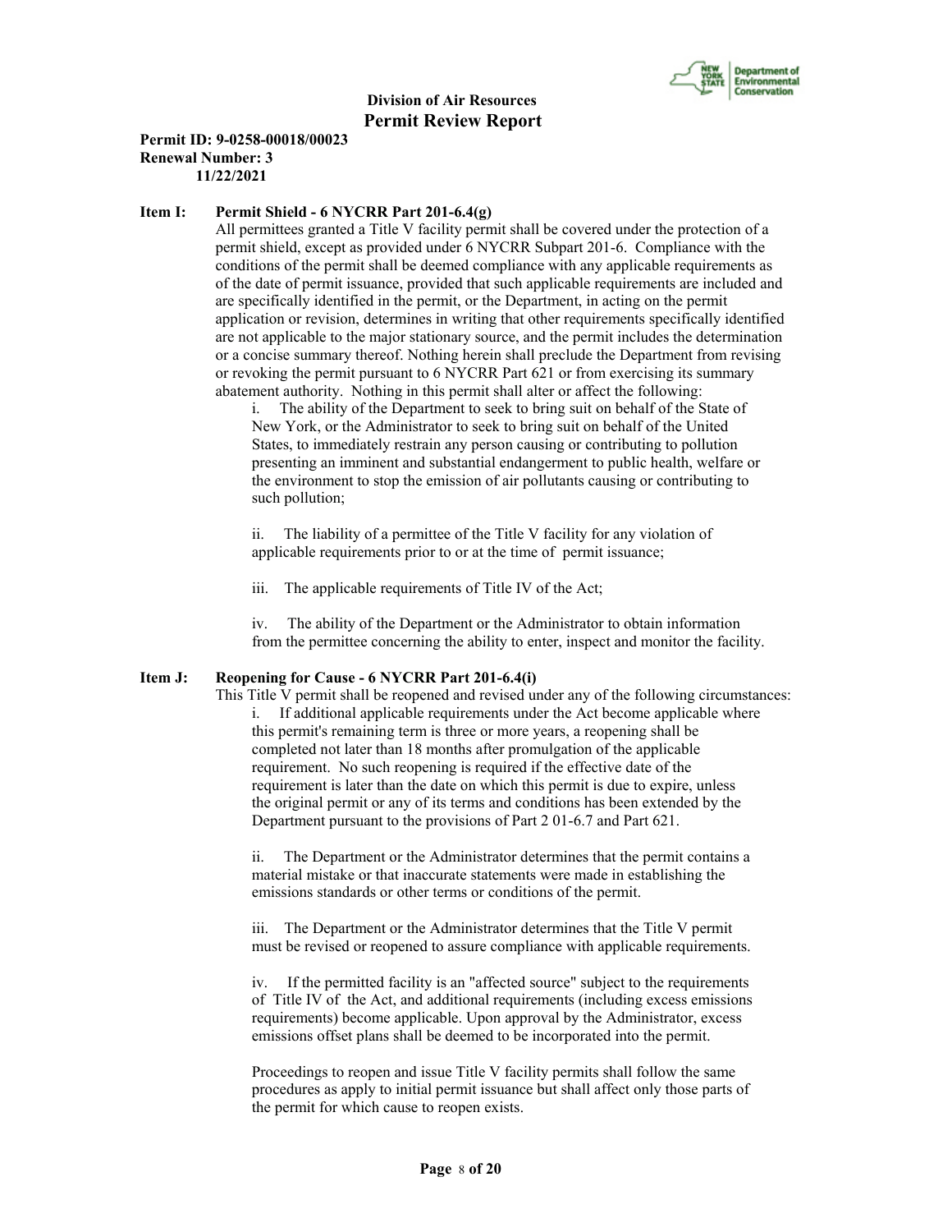**Division of Air Resources**
**Permit Review Report**

**Permit ID: 9-0258-00018/00023**
**Renewal Number: 3**
**11/22/2021**

**Item I: Permit Shield - 6 NYCRR Part 201-6.4(g)**

All permittees granted a Title V facility permit shall be covered under the protection of a permit shield, except as provided under 6 NYCRR Subpart 201-6. Compliance with the conditions of the permit shall be deemed compliance with any applicable requirements as of the date of permit issuance, provided that such applicable requirements are included and are specifically identified in the permit, or the Department, in acting on the permit application or revision, determines in writing that other requirements specifically identified are not applicable to the major stationary source, and the permit includes the determination or a concise summary thereof. Nothing herein shall preclude the Department from revising or revoking the permit pursuant to 6 NYCRR Part 621 or from exercising its summary abatement authority. Nothing in this permit shall alter or affect the following:

i. The ability of the Department to seek to bring suit on behalf of the State of New York, or the Administrator to seek to bring suit on behalf of the United States, to immediately restrain any person causing or contributing to pollution presenting an imminent and substantial endangerment to public health, welfare or the environment to stop the emission of air pollutants causing or contributing to such pollution;

ii. The liability of a permittee of the Title V facility for any violation of applicable requirements prior to or at the time of permit issuance;

iii. The applicable requirements of Title IV of the Act;

iv. The ability of the Department or the Administrator to obtain information from the permittee concerning the ability to enter, inspect and monitor the facility.

**Item J: Reopening for Cause - 6 NYCRR Part 201-6.4(i)**

This Title V permit shall be reopened and revised under any of the following circumstances:

i. If additional applicable requirements under the Act become applicable where this permit's remaining term is three or more years, a reopening shall be completed not later than 18 months after promulgation of the applicable requirement. No such reopening is required if the effective date of the requirement is later than the date on which this permit is due to expire, unless the original permit or any of its terms and conditions has been extended by the Department pursuant to the provisions of Part 2 01-6.7 and Part 621.

ii. The Department or the Administrator determines that the permit contains a material mistake or that inaccurate statements were made in establishing the emissions standards or other terms or conditions of the permit.

iii. The Department or the Administrator determines that the Title V permit must be revised or reopened to assure compliance with applicable requirements.

iv. If the permitted facility is an "affected source" subject to the requirements of Title IV of the Act, and additional requirements (including excess emissions requirements) become applicable. Upon approval by the Administrator, excess emissions offset plans shall be deemed to be incorporated into the permit.

Proceedings to reopen and issue Title V facility permits shall follow the same procedures as apply to initial permit issuance but shall affect only those parts of the permit for which cause to reopen exists.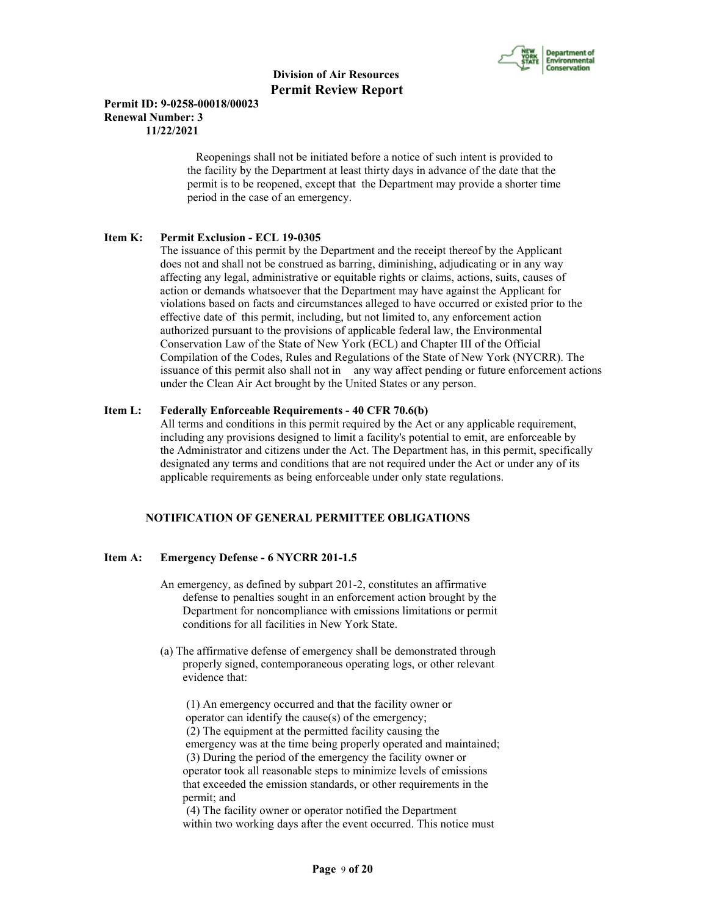Reopenings shall not be initiated before a notice of such intent is provided to the facility by the Department at least thirty days in advance of the date that the permit is to be reopened, except that the Department may provide a shorter time period in the case of an emergency.

**Item K: Permit Exclusion - ECL 19-0305**

The issuance of this permit by the Department and the receipt thereof by the Applicant does not and shall not be construed as barring, diminishing, adjudicating or in any way affecting any legal, administrative or equitable rights or claims, actions, suits, causes of action or demands whatsoever that the Department may have against the Applicant for violations based on facts and circumstances alleged to have occurred or existed prior to the effective date of this permit, including, but not limited to, any enforcement action authorized pursuant to the provisions of applicable federal law, the Environmental Conservation Law of the State of New York (ECL) and Chapter III of the Official Compilation of the Codes, Rules and Regulations of the State of New York (NYCRR). The issuance of this permit also shall not in any way affect pending or future enforcement actions under the Clean Air Act brought by the United States or any person.

**Item L: Federally Enforceable Requirements - 40 CFR 70.6(b)**

All terms and conditions in this permit required by the Act or any applicable requirement, including any provisions designed to limit a facility's potential to emit, are enforceable by the Administrator and citizens under the Act. The Department has, in this permit, specifically designated any terms and conditions that are not required under the Act or under any of its applicable requirements as being enforceable under only state regulations.

## NOTIFICATION OF GENERAL PERMITTEE OBLIGATIONS

**Item A: Emergency Defense - 6 NYCRR 201-1.5**

An emergency, as defined by subpart 201-2, constitutes an affirmative defense to penalties sought in an enforcement action brought by the Department for noncompliance with emissions limitations or permit conditions for all facilities in New York State.

(a) The affirmative defense of emergency shall be demonstrated through properly signed, contemporaneous operating logs, or other relevant evidence that:

(1) An emergency occurred and that the facility owner or operator can identify the cause(s) of the emergency;
(2) The equipment at the permitted facility causing the emergency was at the time being properly operated and maintained;
(3) During the period of the emergency the facility owner or operator took all reasonable steps to minimize levels of emissions that exceeded the emission standards, or other requirements in the permit; and
(4) The facility owner or operator notified the Department within two working days after the event occurred. This notice must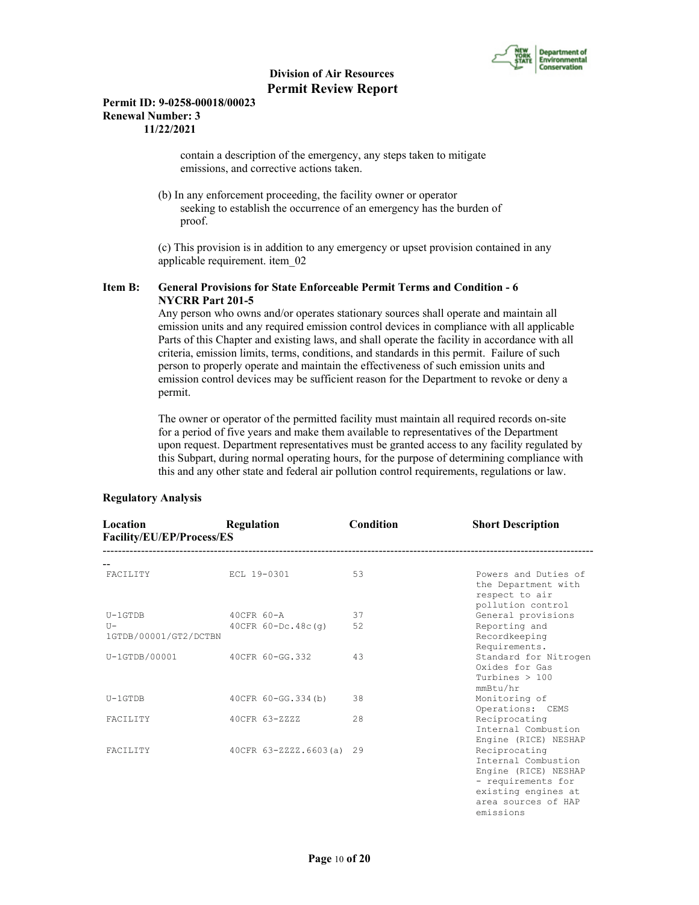contain a description of the emergency, any steps taken to mitigate emissions, and corrective actions taken.

(b) In any enforcement proceeding, the facility owner or operator seeking to establish the occurrence of an emergency has the burden of proof.

(c) This provision is in addition to any emergency or upset provision contained in any applicable requirement. item_02

**Item B: General Provisions for State Enforceable Permit Terms and Condition - 6 NYCRR Part 201-5**

Any person who owns and/or operates stationary sources shall operate and maintain all emission units and any required emission control devices in compliance with all applicable Parts of this Chapter and existing laws, and shall operate the facility in accordance with all criteria, emission limits, terms, conditions, and standards in this permit. Failure of such person to properly operate and maintain the effectiveness of such emission units and emission control devices may be sufficient reason for the Department to revoke or deny a permit.

The owner or operator of the permitted facility must maintain all required records on-site for a period of five years and make them available to representatives of the Department upon request. Department representatives must be granted access to any facility regulated by this Subpart, during normal operating hours, for the purpose of determining compliance with this and any other state and federal air pollution control requirements, regulations or law.

**Regulatory Analysis**

| Location Facility/EU/EP/Process/ES | Regulation | Condition | Short Description |
|---|---|---|---|
| FACILITY | ECL 19-0301 | 53 | Powers and Duties of the Department with respect to air pollution control |
| U-1GTDB | 40CFR 60-A | 37 | General provisions |
| U-1GTDB/00001/GT2/DCTBN | 40CFR 60-Dc.48c(g) | 52 | Reporting and Recordkeeping Requirements. |
| U-1GTDB/00001 | 40CFR 60-GG.332 | 43 | Standard for Nitrogen Oxides for Gas Turbines > 100 mmBtu/hr |
| U-1GTDB | 40CFR 60-GG.334(b) | 38 | Monitoring of Operations: CEMS |
| FACILITY | 40CFR 63-ZZZZ | 28 | Reciprocating Internal Combustion Engine (RICE) NESHAP |
| FACILITY | 40CFR 63-ZZZZ.6603(a) | 29 | Reciprocating Internal Combustion Engine (RICE) NESHAP - requirements for existing engines at area sources of HAP emissions |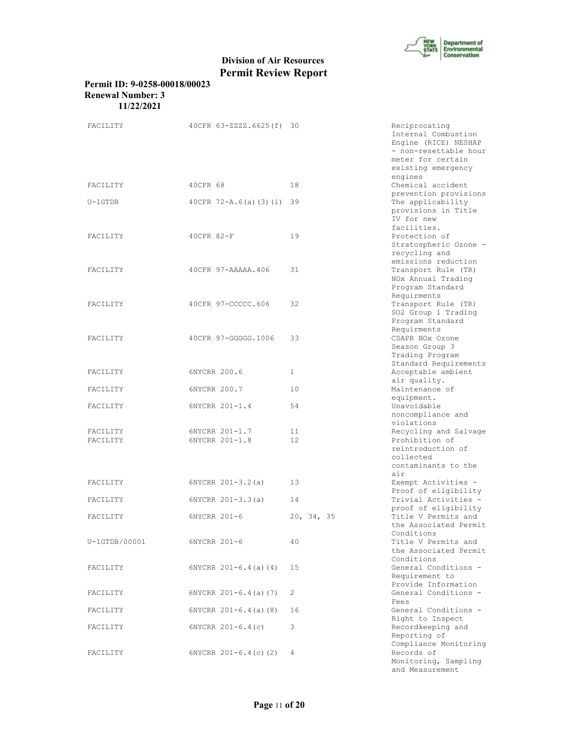| | | | |
|---|---|---|---|
| FACILITY | 40CFR 63-ZZZZ.6625(f) | 30 | Reciprocating Internal Combustion Engine (RICE) NESHAP - non-resettable hour meter for certain existing emergency engines |
| FACILITY | 40CFR 68 | 18 | Chemical accident prevention provisions |
| U-1GTDB | 40CFR 72-A.6(a)(3)(i) | 39 | The applicability provisions in Title IV for new facilities. |
| FACILITY | 40CFR 82-F | 19 | Protection of Stratospheric Ozone - recycling and emissions reduction |
| FACILITY | 40CFR 97-AAAAA.406 | 31 | Transport Rule (TR) NOx Annual Trading Program Standard Requirments |
| FACILITY | 40CFR 97-CCCCC.606 | 32 | Transport Rule (TR) SO2 Group 1 Trading Program Standard Requirments |
| FACILITY | 40CFR 97-GGGGG.1006 | 33 | CSAPR NOx Ozone Season Group 3 Trading Program Standard Requirements |
| FACILITY | 6NYCRR 200.6 | 1 | Acceptable ambient air quality. |
| FACILITY | 6NYCRR 200.7 | 10 | Maintenance of equipment. |
| FACILITY | 6NYCRR 201-1.4 | 54 | Unavoidable noncompliance and violations |
| FACILITY | 6NYCRR 201-1.7 | 11 | Recycling and Salvage |
| FACILITY | 6NYCRR 201-1.8 | 12 | Prohibition of reintroduction of collected contaminants to the air |
| FACILITY | 6NYCRR 201-3.2(a) | 13 | Exempt Activities - Proof of eligibility |
| FACILITY | 6NYCRR 201-3.3(a) | 14 | Trivial Activities - proof of eligibility |
| FACILITY | 6NYCRR 201-6 | 20, 34, 35 | Title V Permits and the Associated Permit Conditions |
| U-1GTDB/00001 | 6NYCRR 201-6 | 40 | Title V Permits and the Associated Permit Conditions |
| FACILITY | 6NYCRR 201-6.4(a)(4) | 15 | General Conditions - Requirement to Provide Information |
| FACILITY | 6NYCRR 201-6.4(a)(7) | 2 | General Conditions - Fees |
| FACILITY | 6NYCRR 201-6.4(a)(8) | 16 | General Conditions - Right to Inspect |
| FACILITY | 6NYCRR 201-6.4(c) | 3 | Recordkeeping and Reporting of Compliance Monitoring |
| FACILITY | 6NYCRR 201-6.4(c)(2) | 4 | Records of Monitoring, Sampling and Measurement |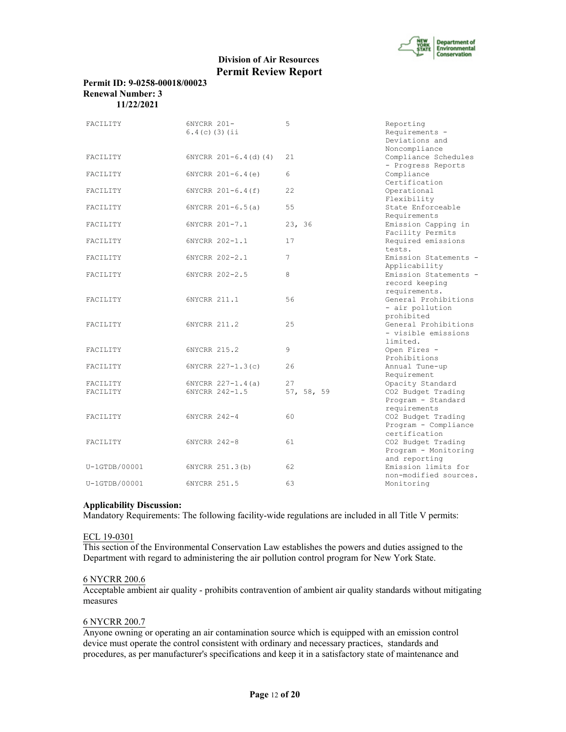| | | | |
|---|---|---|---|
| FACILITY | 6NYCRR 201-6.4(c)(3)(ii | 5 | Reporting Requirements - Deviations and Noncompliance |
| FACILITY | 6NYCRR 201-6.4(d)(4) | 21 | Compliance Schedules - Progress Reports |
| FACILITY | 6NYCRR 201-6.4(e) | 6 | Compliance Certification |
| FACILITY | 6NYCRR 201-6.4(f) | 22 | Operational Flexibility |
| FACILITY | 6NYCRR 201-6.5(a) | 55 | State Enforceable Requirements |
| FACILITY | 6NYCRR 201-7.1 | 23, 36 | Emission Capping in Facility Permits |
| FACILITY | 6NYCRR 202-1.1 | 17 | Required emissions tests. |
| FACILITY | 6NYCRR 202-2.1 | 7 | Emission Statements - Applicability |
| FACILITY | 6NYCRR 202-2.5 | 8 | Emission Statements - record keeping requirements. |
| FACILITY | 6NYCRR 211.1 | 56 | General Prohibitions - air pollution prohibited |
| FACILITY | 6NYCRR 211.2 | 25 | General Prohibitions - visible emissions limited. |
| FACILITY | 6NYCRR 215.2 | 9 | Open Fires - Prohibitions |
| FACILITY | 6NYCRR 227-1.3(c) | 26 | Annual Tune-up Requirement |
| FACILITY | 6NYCRR 227-1.4(a) | 27 | Opacity Standard |
| FACILITY | 6NYCRR 242-1.5 | 57, 58, 59 | CO2 Budget Trading Program - Standard requirements |
| FACILITY | 6NYCRR 242-4 | 60 | CO2 Budget Trading Program - Compliance certification |
| FACILITY | 6NYCRR 242-8 | 61 | CO2 Budget Trading Program - Monitoring and reporting |
| U-1GTDB/00001 | 6NYCRR 251.3(b) | 62 | Emission limits for non-modified sources. |
| U-1GTDB/00001 | 6NYCRR 251.5 | 63 | Monitoring |

**Applicability Discussion:**

Mandatory Requirements: The following facility-wide regulations are included in all Title V permits:

ECL 19-0301

This section of the Environmental Conservation Law establishes the powers and duties assigned to the Department with regard to administering the air pollution control program for New York State.

6 NYCRR 200.6

Acceptable ambient air quality - prohibits contravention of ambient air quality standards without mitigating measures

6 NYCRR 200.7

Anyone owning or operating an air contamination source which is equipped with an emission control device must operate the control consistent with ordinary and necessary practices, standards and procedures, as per manufacturer's specifications and keep it in a satisfactory state of maintenance and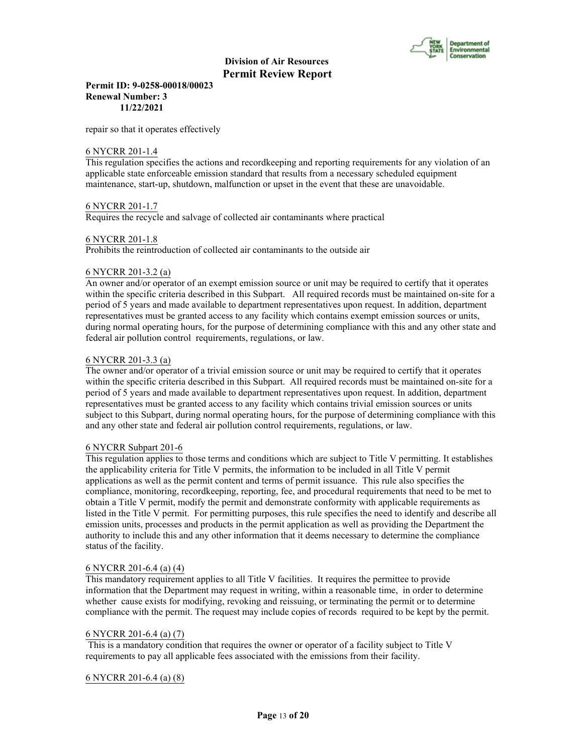repair so that it operates effectively

6 NYCRR 201-1.4

This regulation specifies the actions and recordkeeping and reporting requirements for any violation of an applicable state enforceable emission standard that results from a necessary scheduled equipment maintenance, start-up, shutdown, malfunction or upset in the event that these are unavoidable.

6 NYCRR 201-1.7

Requires the recycle and salvage of collected air contaminants where practical

6 NYCRR 201-1.8

Prohibits the reintroduction of collected air contaminants to the outside air

6 NYCRR 201-3.2 (a)

An owner and/or operator of an exempt emission source or unit may be required to certify that it operates within the specific criteria described in this Subpart. All required records must be maintained on-site for a period of 5 years and made available to department representatives upon request. In addition, department representatives must be granted access to any facility which contains exempt emission sources or units, during normal operating hours, for the purpose of determining compliance with this and any other state and federal air pollution control requirements, regulations, or law.

6 NYCRR 201-3.3 (a)

The owner and/or operator of a trivial emission source or unit may be required to certify that it operates within the specific criteria described in this Subpart. All required records must be maintained on-site for a period of 5 years and made available to department representatives upon request. In addition, department representatives must be granted access to any facility which contains trivial emission sources or units subject to this Subpart, during normal operating hours, for the purpose of determining compliance with this and any other state and federal air pollution control requirements, regulations, or law.

6 NYCRR Subpart 201-6

This regulation applies to those terms and conditions which are subject to Title V permitting. It establishes the applicability criteria for Title V permits, the information to be included in all Title V permit applications as well as the permit content and terms of permit issuance. This rule also specifies the compliance, monitoring, recordkeeping, reporting, fee, and procedural requirements that need to be met to obtain a Title V permit, modify the permit and demonstrate conformity with applicable requirements as listed in the Title V permit. For permitting purposes, this rule specifies the need to identify and describe all emission units, processes and products in the permit application as well as providing the Department the authority to include this and any other information that it deems necessary to determine the compliance status of the facility.

6 NYCRR 201-6.4 (a) (4)

This mandatory requirement applies to all Title V facilities. It requires the permittee to provide information that the Department may request in writing, within a reasonable time, in order to determine whether cause exists for modifying, revoking and reissuing, or terminating the permit or to determine compliance with the permit. The request may include copies of records required to be kept by the permit.

6 NYCRR 201-6.4 (a) (7)

This is a mandatory condition that requires the owner or operator of a facility subject to Title V requirements to pay all applicable fees associated with the emissions from their facility.

6 NYCRR 201-6.4 (a) (8)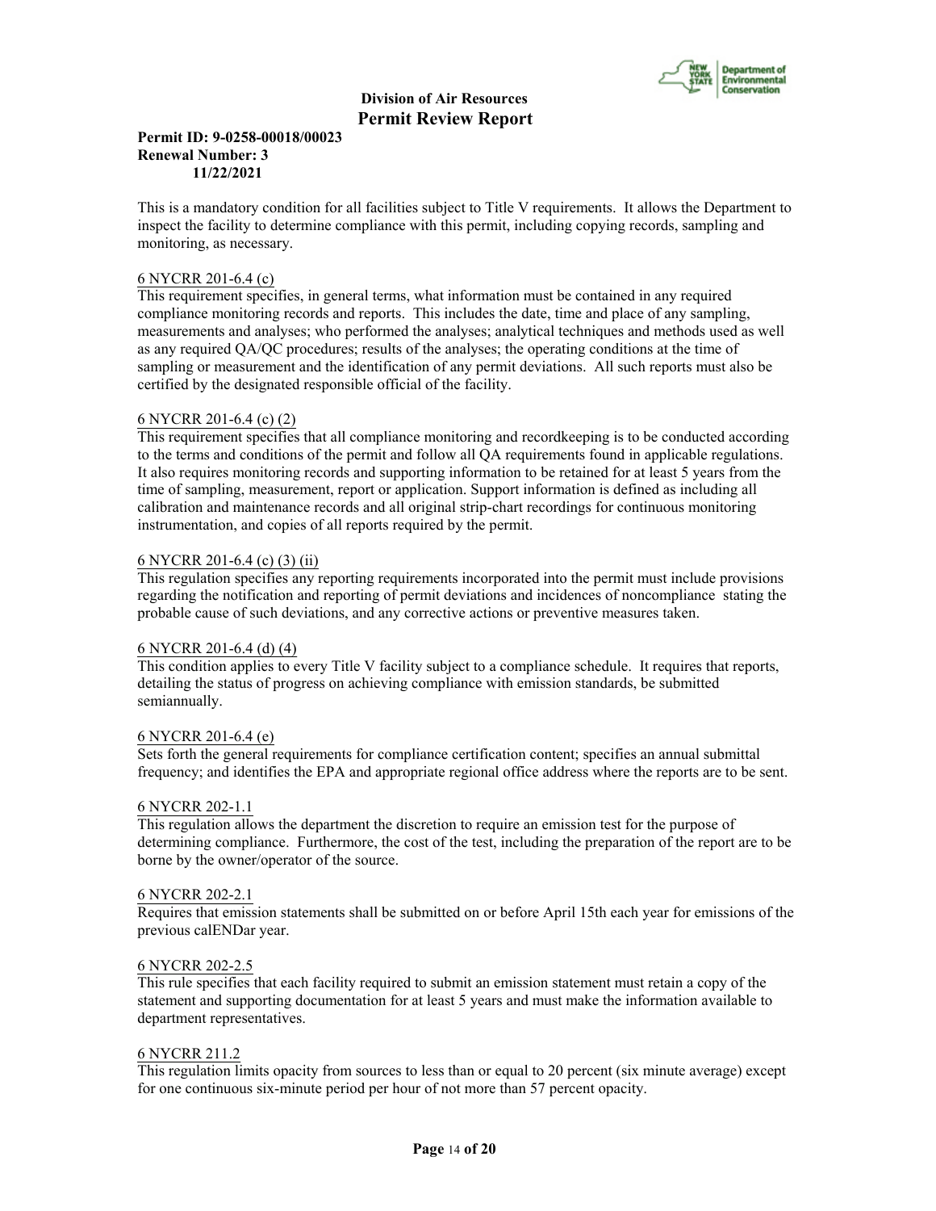This is a mandatory condition for all facilities subject to Title V requirements. It allows the Department to inspect the facility to determine compliance with this permit, including copying records, sampling and monitoring, as necessary.

6 NYCRR 201-6.4 (c)
This requirement specifies, in general terms, what information must be contained in any required compliance monitoring records and reports. This includes the date, time and place of any sampling, measurements and analyses; who performed the analyses; analytical techniques and methods used as well as any required QA/QC procedures; results of the analyses; the operating conditions at the time of sampling or measurement and the identification of any permit deviations. All such reports must also be certified by the designated responsible official of the facility.

6 NYCRR 201-6.4 (c) (2)
This requirement specifies that all compliance monitoring and recordkeeping is to be conducted according to the terms and conditions of the permit and follow all QA requirements found in applicable regulations. It also requires monitoring records and supporting information to be retained for at least 5 years from the time of sampling, measurement, report or application. Support information is defined as including all calibration and maintenance records and all original strip-chart recordings for continuous monitoring instrumentation, and copies of all reports required by the permit.

6 NYCRR 201-6.4 (c) (3) (ii)
This regulation specifies any reporting requirements incorporated into the permit must include provisions regarding the notification and reporting of permit deviations and incidences of noncompliance stating the probable cause of such deviations, and any corrective actions or preventive measures taken.

6 NYCRR 201-6.4 (d) (4)
This condition applies to every Title V facility subject to a compliance schedule. It requires that reports, detailing the status of progress on achieving compliance with emission standards, be submitted semiannually.

6 NYCRR 201-6.4 (e)
Sets forth the general requirements for compliance certification content; specifies an annual submittal frequency; and identifies the EPA and appropriate regional office address where the reports are to be sent.

6 NYCRR 202-1.1
This regulation allows the department the discretion to require an emission test for the purpose of determining compliance. Furthermore, the cost of the test, including the preparation of the report are to be borne by the owner/operator of the source.

6 NYCRR 202-2.1
Requires that emission statements shall be submitted on or before April 15th each year for emissions of the previous calENDar year.

6 NYCRR 202-2.5
This rule specifies that each facility required to submit an emission statement must retain a copy of the statement and supporting documentation for at least 5 years and must make the information available to department representatives.

6 NYCRR 211.2
This regulation limits opacity from sources to less than or equal to 20 percent (six minute average) except for one continuous six-minute period per hour of not more than 57 percent opacity.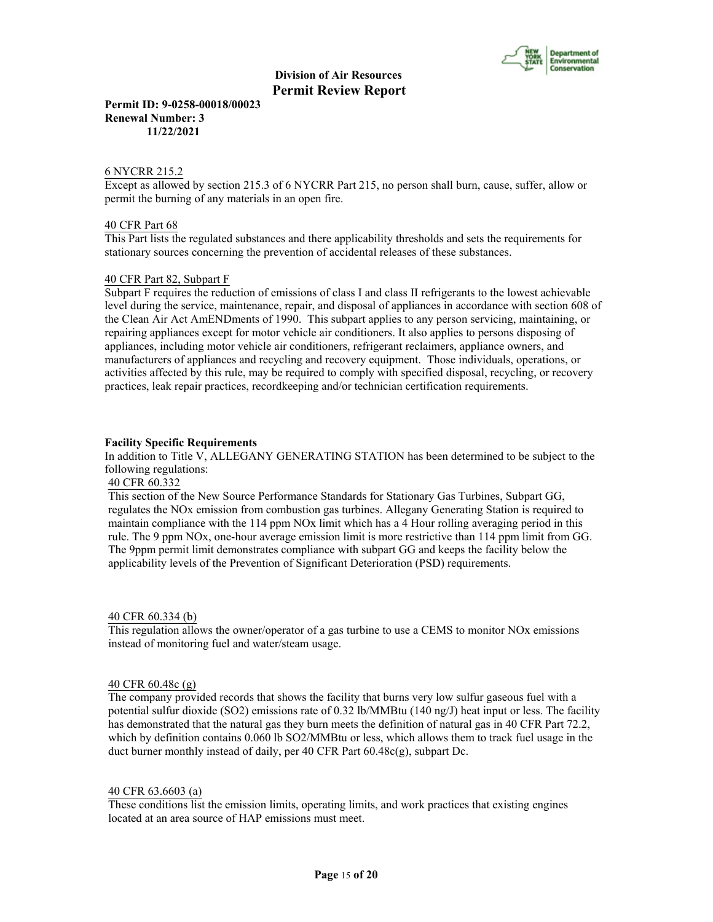6 NYCRR 215.2

Except as allowed by section 215.3 of 6 NYCRR Part 215, no person shall burn, cause, suffer, allow or permit the burning of any materials in an open fire.

40 CFR Part 68

This Part lists the regulated substances and there applicability thresholds and sets the requirements for stationary sources concerning the prevention of accidental releases of these substances.

40 CFR Part 82, Subpart F

Subpart F requires the reduction of emissions of class I and class II refrigerants to the lowest achievable level during the service, maintenance, repair, and disposal of appliances in accordance with section 608 of the Clean Air Act AmENDments of 1990. This subpart applies to any person servicing, maintaining, or repairing appliances except for motor vehicle air conditioners. It also applies to persons disposing of appliances, including motor vehicle air conditioners, refrigerant reclaimers, appliance owners, and manufacturers of appliances and recycling and recovery equipment. Those individuals, operations, or activities affected by this rule, may be required to comply with specified disposal, recycling, or recovery practices, leak repair practices, recordkeeping and/or technician certification requirements.

**Facility Specific Requirements**

In addition to Title V, ALLEGANY GENERATING STATION has been determined to be subject to the following regulations:

40 CFR 60.332

This section of the New Source Performance Standards for Stationary Gas Turbines, Subpart GG, regulates the NOx emission from combustion gas turbines. Allegany Generating Station is required to maintain compliance with the 114 ppm NOx limit which has a 4 Hour rolling averaging period in this rule. The 9 ppm NOx, one-hour average emission limit is more restrictive than 114 ppm limit from GG. The 9ppm permit limit demonstrates compliance with subpart GG and keeps the facility below the applicability levels of the Prevention of Significant Deterioration (PSD) requirements.

40 CFR 60.334 (b)

This regulation allows the owner/operator of a gas turbine to use a CEMS to monitor NOx emissions instead of monitoring fuel and water/steam usage.

40 CFR 60.48c (g)

The company provided records that shows the facility that burns very low sulfur gaseous fuel with a potential sulfur dioxide ($SO_2$) emissions rate of 0.32 lb/MMBtu (140 ng/J) heat input or less. The facility has demonstrated that the natural gas they burn meets the definition of natural gas in 40 CFR Part 72.2, which by definition contains 0.060 lb $SO_2$/MMBtu or less, which allows them to track fuel usage in the duct burner monthly instead of daily, per 40 CFR Part 60.48c(g), subpart Dc.

40 CFR 63.6603 (a)

These conditions list the emission limits, operating limits, and work practices that existing engines located at an area source of HAP emissions must meet.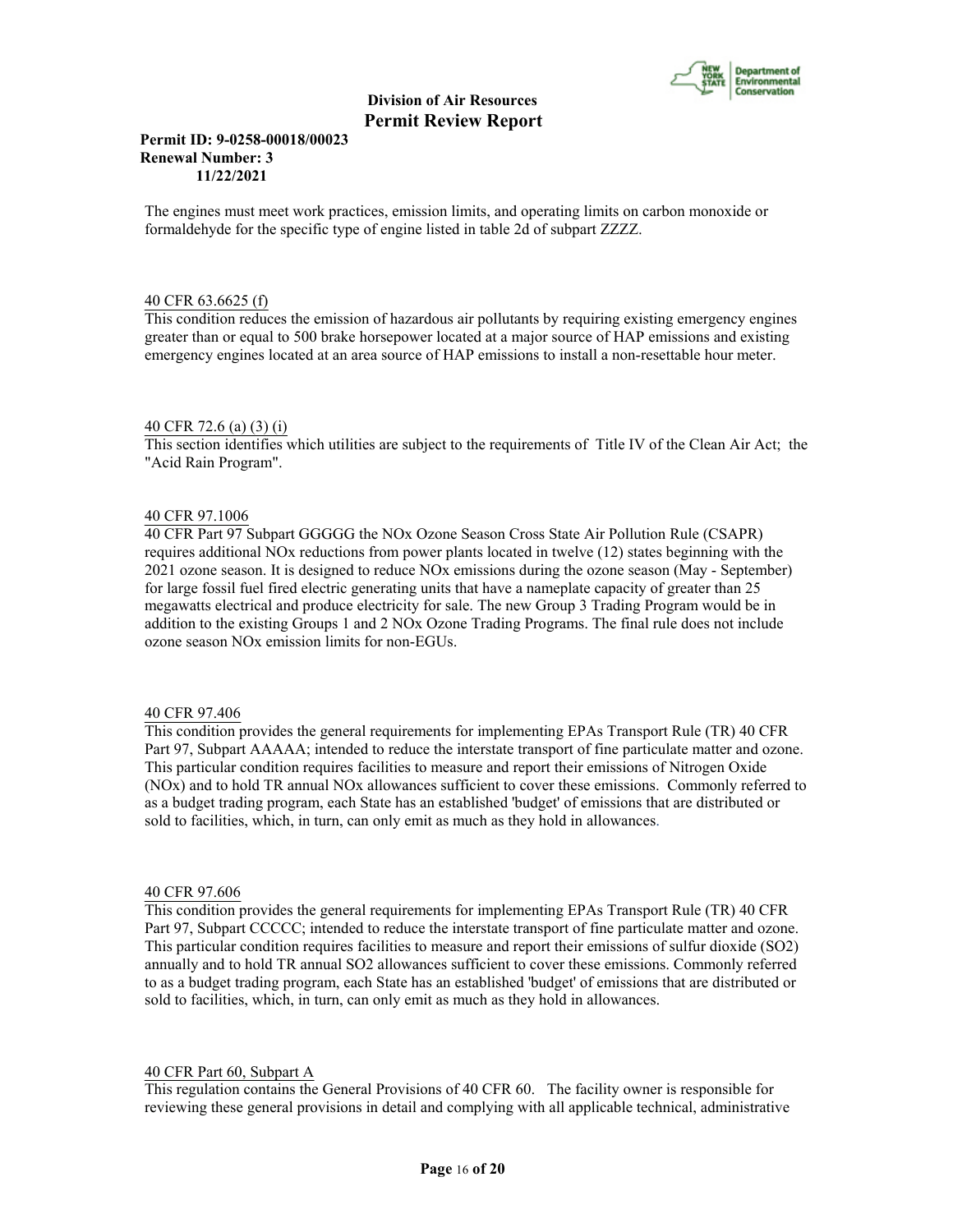The engines must meet work practices, emission limits, and operating limits on carbon monoxide or formaldehyde for the specific type of engine listed in table 2d of subpart ZZZZ.

40 CFR 63.6625 (f)
This condition reduces the emission of hazardous air pollutants by requiring existing emergency engines greater than or equal to 500 brake horsepower located at a major source of HAP emissions and existing emergency engines located at an area source of HAP emissions to install a non-resettable hour meter.

40 CFR 72.6 (a) (3) (i)
This section identifies which utilities are subject to the requirements of Title IV of the Clean Air Act; the "Acid Rain Program".

40 CFR 97.1006
40 CFR Part 97 Subpart GGGGG the NOx Ozone Season Cross State Air Pollution Rule (CSAPR) requires additional NOx reductions from power plants located in twelve (12) states beginning with the 2021 ozone season. It is designed to reduce NOx emissions during the ozone season (May - September) for large fossil fuel fired electric generating units that have a nameplate capacity of greater than 25 megawatts electrical and produce electricity for sale. The new Group 3 Trading Program would be in addition to the existing Groups 1 and 2 NOx Ozone Trading Programs. The final rule does not include ozone season NOx emission limits for non-EGUs.

40 CFR 97.406
This condition provides the general requirements for implementing EPAs Transport Rule (TR) 40 CFR Part 97, Subpart AAAAA; intended to reduce the interstate transport of fine particulate matter and ozone. This particular condition requires facilities to measure and report their emissions of Nitrogen Oxide (NOx) and to hold TR annual NOx allowances sufficient to cover these emissions. Commonly referred to as a budget trading program, each State has an established 'budget' of emissions that are distributed or sold to facilities, which, in turn, can only emit as much as they hold in allowances.

40 CFR 97.606
This condition provides the general requirements for implementing EPAs Transport Rule (TR) 40 CFR Part 97, Subpart CCCCC; intended to reduce the interstate transport of fine particulate matter and ozone. This particular condition requires facilities to measure and report their emissions of sulfur dioxide (SO2) annually and to hold TR annual SO2 allowances sufficient to cover these emissions. Commonly referred to as a budget trading program, each State has an established 'budget' of emissions that are distributed or sold to facilities, which, in turn, can only emit as much as they hold in allowances.

40 CFR Part 60, Subpart A
This regulation contains the General Provisions of 40 CFR 60. The facility owner is responsible for reviewing these general provisions in detail and complying with all applicable technical, administrative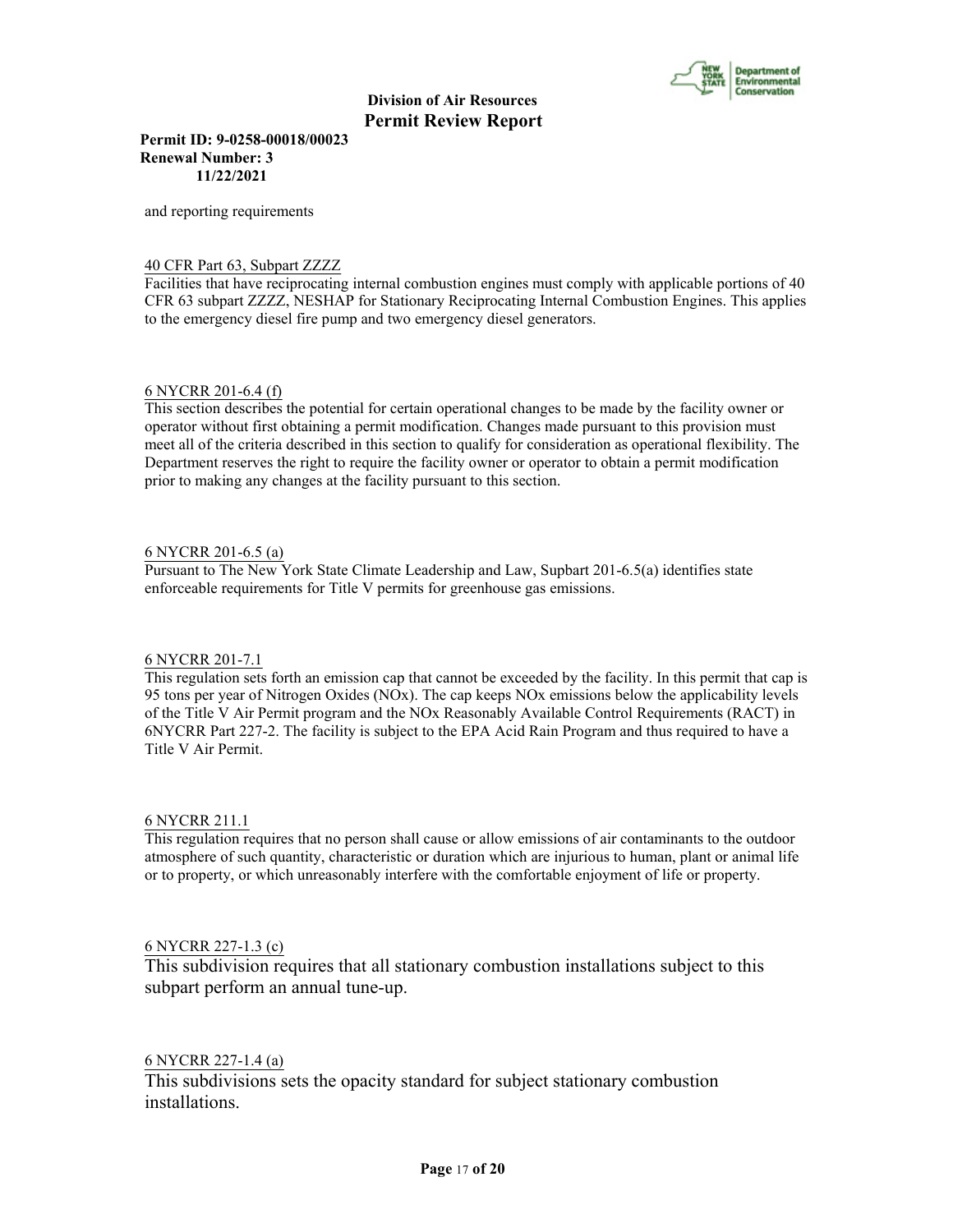and reporting requirements

40 CFR Part 63, Subpart ZZZZ

Facilities that have reciprocating internal combustion engines must comply with applicable portions of 40 CFR 63 subpart ZZZZ, NESHAP for Stationary Reciprocating Internal Combustion Engines. This applies to the emergency diesel fire pump and two emergency diesel generators.

6 NYCRR 201-6.4 (f)

This section describes the potential for certain operational changes to be made by the facility owner or operator without first obtaining a permit modification. Changes made pursuant to this provision must meet all of the criteria described in this section to qualify for consideration as operational flexibility. The Department reserves the right to require the facility owner or operator to obtain a permit modification prior to making any changes at the facility pursuant to this section.

6 NYCRR 201-6.5 (a)

Pursuant to The New York State Climate Leadership and Law, Supbart 201-6.5(a) identifies state enforceable requirements for Title V permits for greenhouse gas emissions.

6 NYCRR 201-7.1

This regulation sets forth an emission cap that cannot be exceeded by the facility. In this permit that cap is 95 tons per year of Nitrogen Oxides (NOx). The cap keeps NOx emissions below the applicability levels of the Title V Air Permit program and the NOx Reasonably Available Control Requirements (RACT) in 6NYCRR Part 227-2. The facility is subject to the EPA Acid Rain Program and thus required to have a Title V Air Permit.

6 NYCRR 211.1

This regulation requires that no person shall cause or allow emissions of air contaminants to the outdoor atmosphere of such quantity, characteristic or duration which are injurious to human, plant or animal life or to property, or which unreasonably interfere with the comfortable enjoyment of life or property.

6 NYCRR 227-1.3 (c)

This subdivision requires that all stationary combustion installations subject to this subpart perform an annual tune-up.

6 NYCRR 227-1.4 (a)

This subdivisions sets the opacity standard for subject stationary combustion installations.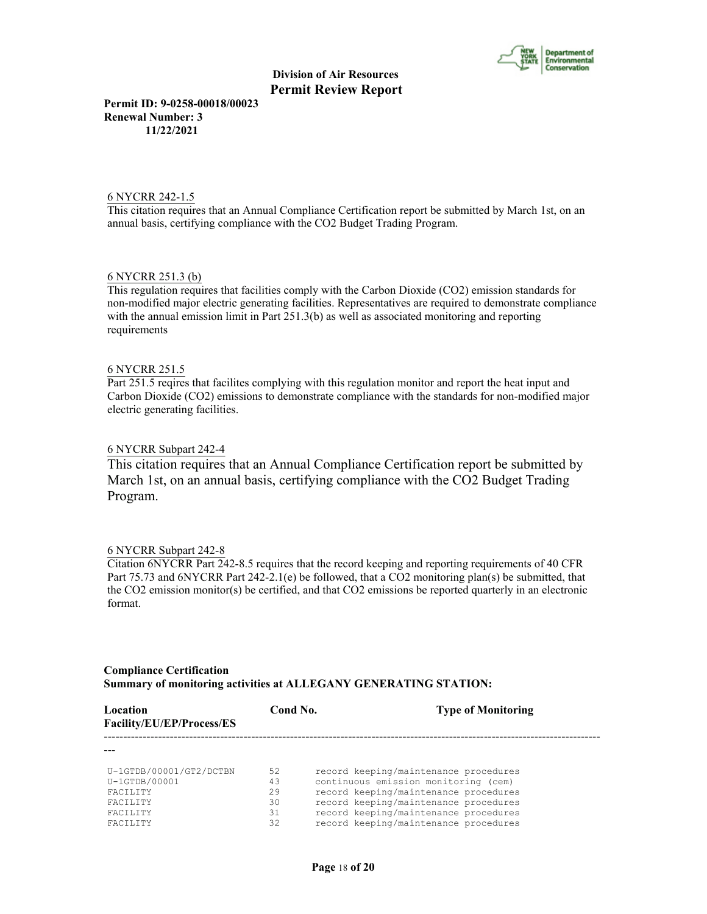6 NYCRR 242-1.5
This citation requires that an Annual Compliance Certification report be submitted by March 1st, on an annual basis, certifying compliance with the $CO_2$ Budget Trading Program.

6 NYCRR 251.3 (b)
This regulation requires that facilities comply with the Carbon Dioxide ($CO_2$) emission standards for non-modified major electric generating facilities. Representatives are required to demonstrate compliance with the annual emission limit in Part 251.3(b) as well as associated monitoring and reporting requirements

6 NYCRR 251.5
Part 251.5 reqires that facilites complying with this regulation monitor and report the heat input and Carbon Dioxide ($CO_2$) emissions to demonstrate compliance with the standards for non-modified major electric generating facilities.

6 NYCRR Subpart 242-4
This citation requires that an Annual Compliance Certification report be submitted by March 1st, on an annual basis, certifying compliance with the $CO_2$ Budget Trading Program.

6 NYCRR Subpart 242-8
Citation 6NYCRR Part 242-8.5 requires that the record keeping and reporting requirements of 40 CFR Part 75.73 and 6NYCRR Part 242-2.1(e) be followed, that a $CO_2$ monitoring plan(s) be submitted, that the $CO_2$ emission monitor(s) be certified, and that $CO_2$ emissions be reported quarterly in an electronic format.

**Compliance Certification**
**Summary of monitoring activities at ALLEGANY GENERATING STATION:**

| Location Facility/EU/EP/Process/ES | Cond No. | Type of Monitoring |
|---|---|---|
| U-1GTDB/00001/GT2/DCTBN | 52 | record keeping/maintenance procedures |
| U-1GTDB/00001 | 43 | continuous emission monitoring (cem) |
| FACILITY | 29 | record keeping/maintenance procedures |
| FACILITY | 30 | record keeping/maintenance procedures |
| FACILITY | 31 | record keeping/maintenance procedures |
| FACILITY | 32 | record keeping/maintenance procedures |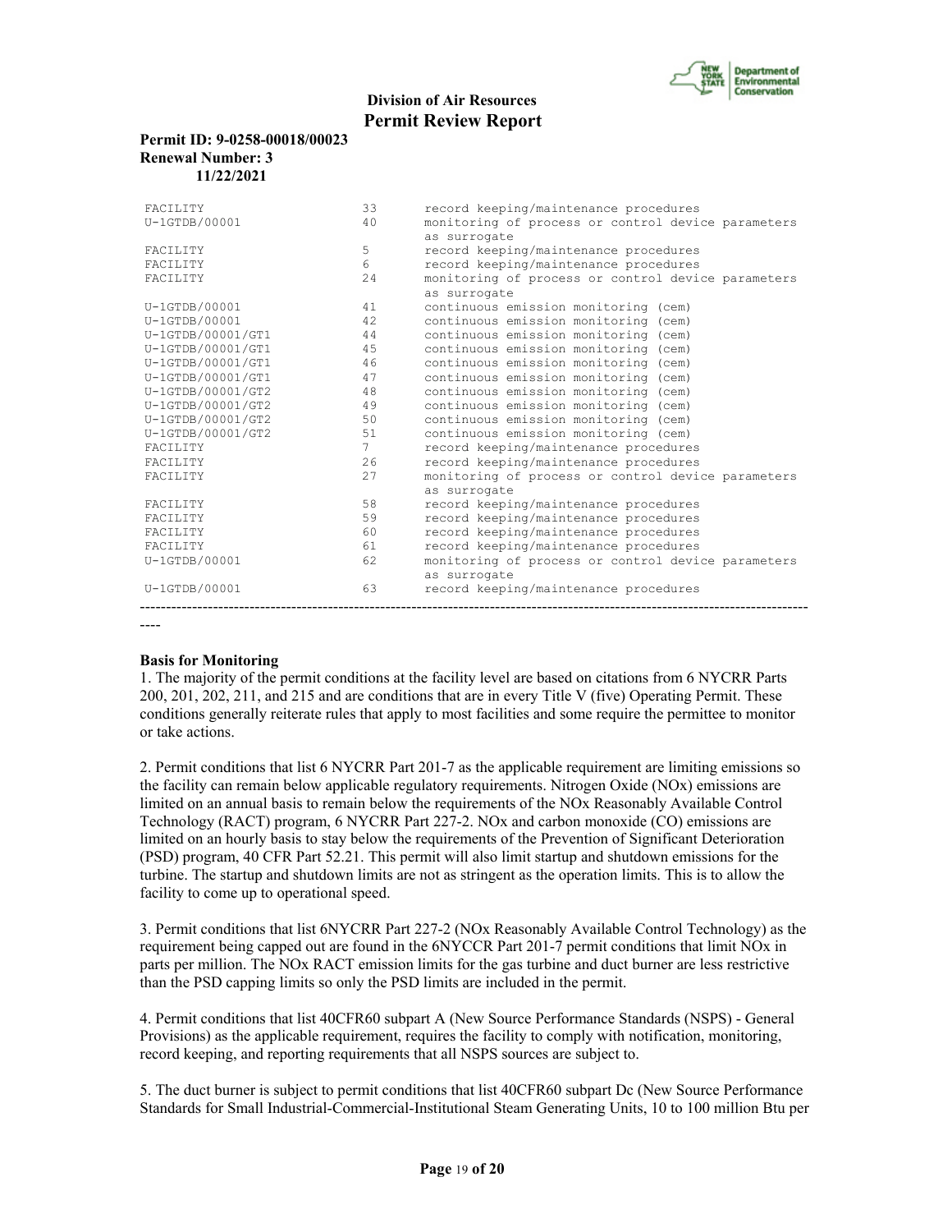| | | |
|---|---|---|
| FACILITY | 33 | record keeping/maintenance procedures |
| U-1GTDB/00001 | 40 | monitoring of process or control device parameters as surrogate |
| FACILITY | 5 | record keeping/maintenance procedures |
| FACILITY | 6 | record keeping/maintenance procedures |
| FACILITY | 24 | monitoring of process or control device parameters as surrogate |
| U-1GTDB/00001 | 41 | continuous emission monitoring (cem) |
| U-1GTDB/00001 | 42 | continuous emission monitoring (cem) |
| U-1GTDB/00001/GT1 | 44 | continuous emission monitoring (cem) |
| U-1GTDB/00001/GT1 | 45 | continuous emission monitoring (cem) |
| U-1GTDB/00001/GT1 | 46 | continuous emission monitoring (cem) |
| U-1GTDB/00001/GT1 | 47 | continuous emission monitoring (cem) |
| U-1GTDB/00001/GT2 | 48 | continuous emission monitoring (cem) |
| U-1GTDB/00001/GT2 | 49 | continuous emission monitoring (cem) |
| U-1GTDB/00001/GT2 | 50 | continuous emission monitoring (cem) |
| U-1GTDB/00001/GT2 | 51 | continuous emission monitoring (cem) |
| FACILITY | 7 | record keeping/maintenance procedures |
| FACILITY | 26 | record keeping/maintenance procedures |
| FACILITY | 27 | monitoring of process or control device parameters as surrogate |
| FACILITY | 58 | record keeping/maintenance procedures |
| FACILITY | 59 | record keeping/maintenance procedures |
| FACILITY | 60 | record keeping/maintenance procedures |
| FACILITY | 61 | record keeping/maintenance procedures |
| U-1GTDB/00001 | 62 | monitoring of process or control device parameters as surrogate |
| U-1GTDB/00001 | 63 | record keeping/maintenance procedures |

**Basis for Monitoring**

1. The majority of the permit conditions at the facility level are based on citations from 6 NYCRR Parts 200, 201, 202, 211, and 215 and are conditions that are in every Title V (five) Operating Permit. These conditions generally reiterate rules that apply to most facilities and some require the permittee to monitor or take actions.

2. Permit conditions that list 6 NYCRR Part 201-7 as the applicable requirement are limiting emissions so the facility can remain below applicable regulatory requirements. Nitrogen Oxide (NOx) emissions are limited on an annual basis to remain below the requirements of the NOx Reasonably Available Control Technology (RACT) program, 6 NYCRR Part 227-2. NOx and carbon monoxide (CO) emissions are limited on an hourly basis to stay below the requirements of the Prevention of Significant Deterioration (PSD) program, 40 CFR Part 52.21. This permit will also limit startup and shutdown emissions for the turbine. The startup and shutdown limits are not as stringent as the operation limits. This is to allow the facility to come up to operational speed.

3. Permit conditions that list 6NYCRR Part 227-2 (NOx Reasonably Available Control Technology) as the requirement being capped out are found in the 6NYCCR Part 201-7 permit conditions that limit NOx in parts per million. The NOx RACT emission limits for the gas turbine and duct burner are less restrictive than the PSD capping limits so only the PSD limits are included in the permit.

4. Permit conditions that list 40CFR60 subpart A (New Source Performance Standards (NSPS) - General Provisions) as the applicable requirement, requires the facility to comply with notification, monitoring, record keeping, and reporting requirements that all NSPS sources are subject to.

5. The duct burner is subject to permit conditions that list 40CFR60 subpart Dc (New Source Performance Standards for Small Industrial-Commercial-Institutional Steam Generating Units, 10 to 100 million Btu per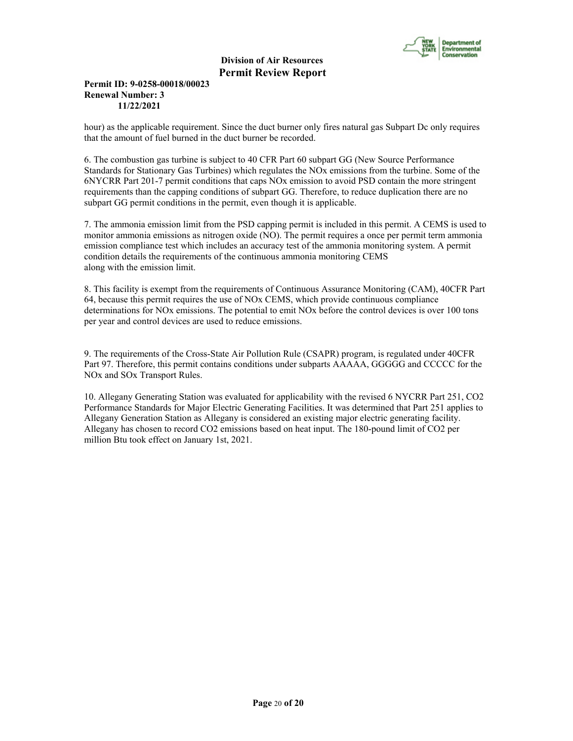hour) as the applicable requirement. Since the duct burner only fires natural gas Subpart Dc only requires that the amount of fuel burned in the duct burner be recorded.

6. The combustion gas turbine is subject to 40 CFR Part 60 subpart GG (New Source Performance Standards for Stationary Gas Turbines) which regulates the NOx emissions from the turbine. Some of the 6NYCRR Part 201-7 permit conditions that caps NOx emission to avoid PSD contain the more stringent requirements than the capping conditions of subpart GG. Therefore, to reduce duplication there are no subpart GG permit conditions in the permit, even though it is applicable.

7. The ammonia emission limit from the PSD capping permit is included in this permit. A CEMS is used to monitor ammonia emissions as nitrogen oxide (NO). The permit requires a once per permit term ammonia emission compliance test which includes an accuracy test of the ammonia monitoring system. A permit condition details the requirements of the continuous ammonia monitoring CEMS along with the emission limit.

8. This facility is exempt from the requirements of Continuous Assurance Monitoring (CAM), 40CFR Part 64, because this permit requires the use of NOx CEMS, which provide continuous compliance determinations for NOx emissions. The potential to emit NOx before the control devices is over 100 tons per year and control devices are used to reduce emissions.

9. The requirements of the Cross-State Air Pollution Rule (CSAPR) program, is regulated under 40CFR Part 97. Therefore, this permit contains conditions under subparts AAAAA, GGGGG and CCCCC for the NOx and SOx Transport Rules.

10. Allegany Generating Station was evaluated for applicability with the revised 6 NYCRR Part 251, $CO_2$ Performance Standards for Major Electric Generating Facilities. It was determined that Part 251 applies to Allegany Generation Station as Allegany is considered an existing major electric generating facility. Allegany has chosen to record $CO_2$ emissions based on heat input. The 180-pound limit of $CO_2$ per million Btu took effect on January 1st, 2021.